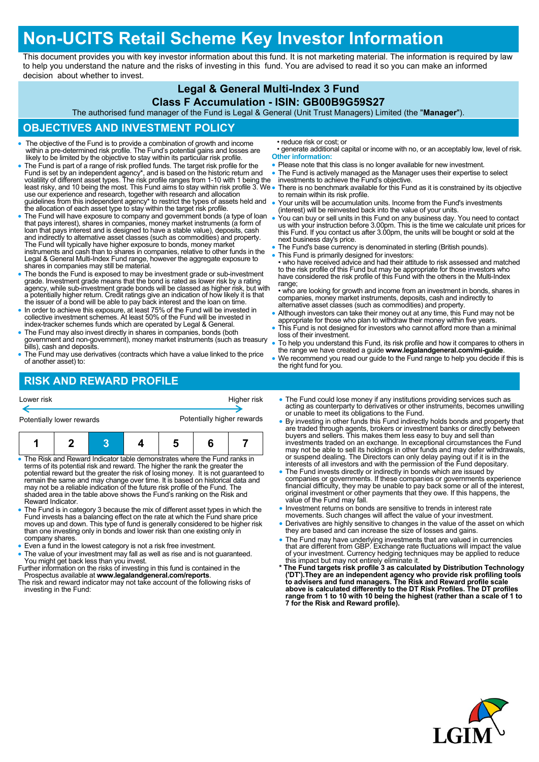# Non-UCITS Retail Scheme Key Investor Information

This document provides you with key investor information about this fund. It is not marketing material. The information is required by law to help you understand the nature and the risks of investing in this fund. You are advised to read it so you can make an informed decision about whether to invest.

### Legal & General Multi-Index 3 Fund
### Class F Accumulation - ISIN: GB00B9G59S27

The authorised fund manager of the Fund is Legal & General (Unit Trust Managers) Limited (the "**Manager**").

## OBJECTIVES AND INVESTMENT POLICY

- The objective of the Fund is to provide a combination of growth and income within a pre-determined risk profile. The Fund's potential gains and losses are likely to be limited by the objective to stay within its particular risk profile.
- The Fund is part of a range of risk profiled funds. The target risk profile for the Fund is set by an independent agency*, and is based on the historic return and volatility of different asset types. The risk profile ranges from 1-10 with 1 being the least risky, and 10 being the most. This Fund aims to stay within risk profile 3. We use our experience and research, together with research and allocation guidelines from this independent agency* to restrict the types of assets held and the allocation of each asset type to stay within the target risk profile.
- The Fund will have exposure to company and government bonds (a type of loan that pays interest), shares in companies, money market instruments (a form of loan that pays interest and is designed to have a stable value), deposits, cash and indirectly to alternative asset classes (such as commodities) and property. The Fund will typically have higher exposure to bonds, money market instruments and cash than to shares in companies, relative to other funds in the Legal & General Multi-Index Fund range, however the aggregate exposure to shares in companies may still be material.
- The bonds the Fund is exposed to may be investment grade or sub-investment grade. Investment grade means that the bond is rated as lower risk by a rating agency, while sub-investment grade bonds will be classed as higher risk, but with a potentially higher return. Credit ratings give an indication of how likely it is that the issuer of a bond will be able to pay back interest and the loan on time.
- In order to achieve this exposure, at least 75% of the Fund will be invested in collective investment schemes. At least 50% of the Fund will be invested in index-tracker schemes funds which are operated by Legal & General.
- The Fund may also invest directly in shares in companies, bonds (both government and non-government), money market instruments (such as treasury bills), cash and deposits.
- The Fund may use derivatives (contracts which have a value linked to the price of another asset) to:
  - reduce risk or cost; or
  - generate additional capital or income with no, or an acceptably low, level of risk.

**Other information:**

- Please note that this class is no longer available for new investment.
- The Fund is actively managed as the Manager uses their expertise to select investments to achieve the Fund's objective.
- There is no benchmark available for this Fund as it is constrained by its objective to remain within its risk profile.
- Your units will be accumulation units. Income from the Fund's investments (interest) will be reinvested back into the value of your units.
- You can buy or sell units in this Fund on any business day. You need to contact us with your instruction before 3.00pm. This is the time we calculate unit prices for this Fund. If you contact us after 3.00pm, the units will be bought or sold at the next business day's price.
- The Fund's base currency is denominated in sterling (British pounds).
- This Fund is primarily designed for investors:
  - who have received advice and had their attitude to risk assessed and matched to the risk profile of this Fund but may be appropriate for those investors who have considered the risk profile of this Fund with the others in the Multi-Index range;
  - who are looking for growth and income from an investment in bonds, shares in companies, money market instruments, deposits, cash and indirectly to alternative asset classes (such as commodities) and property.
- Although investors can take their money out at any time, this Fund may not be appropriate for those who plan to withdraw their money within five years.
- This Fund is not designed for investors who cannot afford more than a minimal loss of their investment.
- To help you understand this Fund, its risk profile and how it compares to others in the range we have created a guide **www.legalandgeneral.com/mi-guide**.
- We recommend you read our guide to the Fund range to help you decide if this is the right fund for you.

## RISK AND REWARD PROFILE

| Lower risk | | | | | | Higher risk |
|---|---|---|---|---|---|---|
| Potentially lower rewards | | | | | | Potentially higher rewards |
| 1 | 2 | **3** | 4 | 5 | 6 | 7 |

- The Risk and Reward Indicator table demonstrates where the Fund ranks in terms of its potential risk and reward. The higher the rank the greater the potential reward but the greater the risk of losing money. It is not guaranteed to remain the same and may change over time. It is based on historical data and may not be a reliable indication of the future risk profile of the Fund. The shaded area in the table above shows the Fund's ranking on the Risk and Reward Indicator.
- The Fund is in category 3 because the mix of different asset types in which the Fund invests has a balancing effect on the rate at which the Fund share price moves up and down. This type of fund is generally considered to be higher risk than one investing only in bonds and lower risk than one existing only in company shares.
- Even a fund in the lowest category is not a risk free investment.
- The value of your investment may fall as well as rise and is not guaranteed. You might get back less than you invest.

Further information on the risks of investing in this fund is contained in the Prospectus available at **www.legalandgeneral.com/reports**.

The risk and reward indicator may not take account of the following risks of investing in the Fund:

- The Fund could lose money if any institutions providing services such as acting as counterparty to derivatives or other instruments, becomes unwilling or unable to meet its obligations to the Fund.
- By investing in other funds this Fund indirectly holds bonds and property that are traded through agents, brokers or investment banks or directly between buyers and sellers. This makes them less easy to buy and sell than investments traded on an exchange. In exceptional circumstances the Fund may not be able to sell its holdings in other funds and may defer withdrawals, or suspend dealing. The Directors can only delay paying out if it is in the interests of all investors and with the permission of the Fund depositary.
- The Fund invests directly or indirectly in bonds which are issued by companies or governments. If these companies or governments experience financial difficulty, they may be unable to pay back some or all of the interest, original investment or other payments that they owe. If this happens, the value of the Fund may fall.
- Investment returns on bonds are sensitive to trends in interest rate movements. Such changes will affect the value of your investment.
- Derivatives are highly sensitive to changes in the value of the asset on which they are based and can increase the size of losses and gains.
- The Fund may have underlying investments that are valued in currencies that are different from GBP. Exchange rate fluctuations will impact the value of your investment. Currency hedging techniques may be applied to reduce this impact but may not entirely eliminate it.

**\* The Fund targets risk profile 3 as calculated by Distribution Technology ('DT').They are an independent agency who provide risk profiling tools to advisers and fund managers. The Risk and Reward profile scale above is calculated differently to the DT Risk Profiles. The DT profiles range from 1 to 10 with 10 being the highest (rather than a scale of 1 to 7 for the Risk and Reward profile).**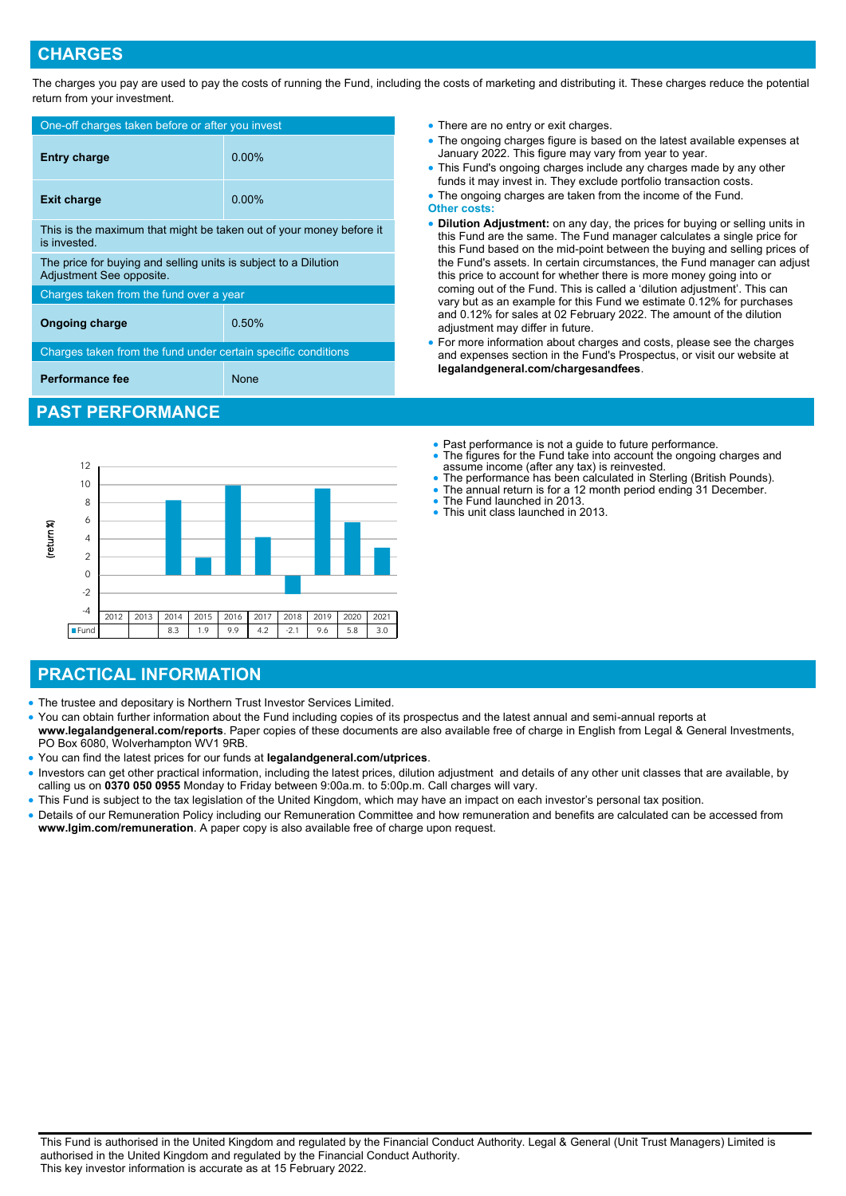## CHARGES

The charges you pay are used to pay the costs of running the Fund, including the costs of marketing and distributing it. These charges reduce the potential return from your investment.

| One-off charges taken before or after you invest | |
|---|---|
| **Entry charge** | 0.00% |
| **Exit charge** | 0.00% |
| This is the maximum that might be taken out of your money before it is invested. | |
| The price for buying and selling units is subject to a Dilution Adjustment See opposite. | |
| **Charges taken from the fund over a year** | |
| **Ongoing charge** | 0.50% |
| **Charges taken from the fund under certain specific conditions** | |
| **Performance fee** | None |

- There are no entry or exit charges.
- The ongoing charges figure is based on the latest available expenses at January 2022. This figure may vary from year to year.
- This Fund's ongoing charges include any charges made by any other funds it may invest in. They exclude portfolio transaction costs.
- The ongoing charges are taken from the income of the Fund.

**Other costs:**

- **Dilution Adjustment:** on any day, the prices for buying or selling units in this Fund are the same. The Fund manager calculates a single price for this Fund based on the mid-point between the buying and selling prices of the Fund's assets. In certain circumstances, the Fund manager can adjust this price to account for whether there is more money going into or coming out of the Fund. This is called a 'dilution adjustment'. This can vary but as an example for this Fund we estimate 0.12% for purchases and 0.12% for sales at 02 February 2022. The amount of the dilution adjustment may differ in future.
- For more information about charges and costs, please see the charges and expenses section in the Fund's Prospectus, or visit our website at **legalandgeneral.com/chargesandfees**.

## PAST PERFORMANCE

(return %)

12
10
8
6
4
2
0
-2
-4

2012 2013 2014 2015 2016 2017 2018 2019 2020 2021

Fund: 8.3 1.9 9.9 4.2 -2.1 9.6 5.8 3.0

- Past performance is not a guide to future performance.
- The figures for the Fund take into account the ongoing charges and assume income (after any tax) is reinvested.
- The performance has been calculated in Sterling (British Pounds).
- The annual return is for a 12 month period ending 31 December.
- The Fund launched in 2013.
- This unit class launched in 2013.

## PRACTICAL INFORMATION

- The trustee and depositary is Northern Trust Investor Services Limited.
- You can obtain further information about the Fund including copies of its prospectus and the latest annual and semi-annual reports at **www.legalandgeneral.com/reports**. Paper copies of these documents are also available free of charge in English from Legal & General Investments, PO Box 6080, Wolverhampton WV1 9RB.
- You can find the latest prices for our funds at **legalandgeneral.com/utprices**.
- Investors can get other practical information, including the latest prices, dilution adjustment and details of any other unit classes that are available, by calling us on **0370 050 0955** Monday to Friday between 9:00a.m. to 5:00p.m. Call charges will vary.
- This Fund is subject to the tax legislation of the United Kingdom, which may have an impact on each investor's personal tax position.
- Details of our Remuneration Policy including our Remuneration Committee and how remuneration and benefits are calculated can be accessed from **www.lgim.com/remuneration**. A paper copy is also available free of charge upon request.

This Fund is authorised in the United Kingdom and regulated by the Financial Conduct Authority. Legal & General (Unit Trust Managers) Limited is authorised in the United Kingdom and regulated by the Financial Conduct Authority.
This key investor information is accurate as at 15 February 2022.